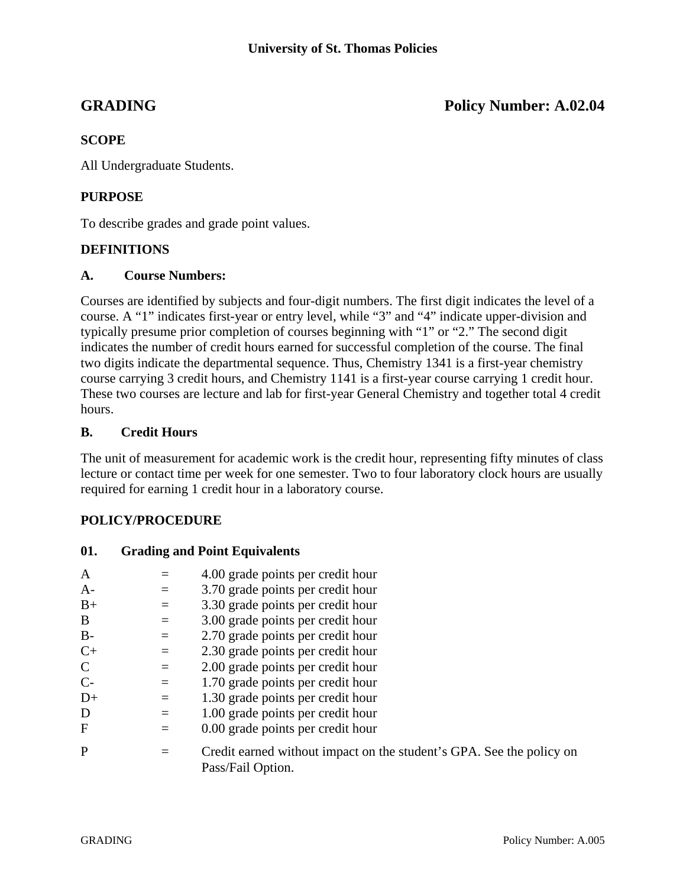# University of St. Thomas Policies

## GRADING — Policy Number: A.02.04

### SCOPE

All Undergraduate Students.

### PURPOSE

To describe grades and grade point values.

### DEFINITIONS

#### A. Course Numbers:

Courses are identified by subjects and four-digit numbers. The first digit indicates the level of a course. A "1" indicates first-year or entry level, while "3" and "4" indicate upper-division and typically presume prior completion of courses beginning with "1" or "2." The second digit indicates the number of credit hours earned for successful completion of the course. The final two digits indicate the departmental sequence. Thus, Chemistry 1341 is a first-year chemistry course carrying 3 credit hours, and Chemistry 1141 is a first-year course carrying 1 credit hour. These two courses are lecture and lab for first-year General Chemistry and together total 4 credit hours.

#### B. Credit Hours

The unit of measurement for academic work is the credit hour, representing fifty minutes of class lecture or contact time per week for one semester. Two to four laboratory clock hours are usually required for earning 1 credit hour in a laboratory course.

### POLICY/PROCEDURE

#### 01. Grading and Point Equivalents

| Grade | | Value |
|---|---|---|
| A | = | 4.00 grade points per credit hour |
| A- | = | 3.70 grade points per credit hour |
| B+ | = | 3.30 grade points per credit hour |
| B | = | 3.00 grade points per credit hour |
| B- | = | 2.70 grade points per credit hour |
| C+ | = | 2.30 grade points per credit hour |
| C | = | 2.00 grade points per credit hour |
| C- | = | 1.70 grade points per credit hour |
| D+ | = | 1.30 grade points per credit hour |
| D | = | 1.00 grade points per credit hour |
| F | = | 0.00 grade points per credit hour |
| P | = | Credit earned without impact on the student's GPA. See the policy on Pass/Fail Option. |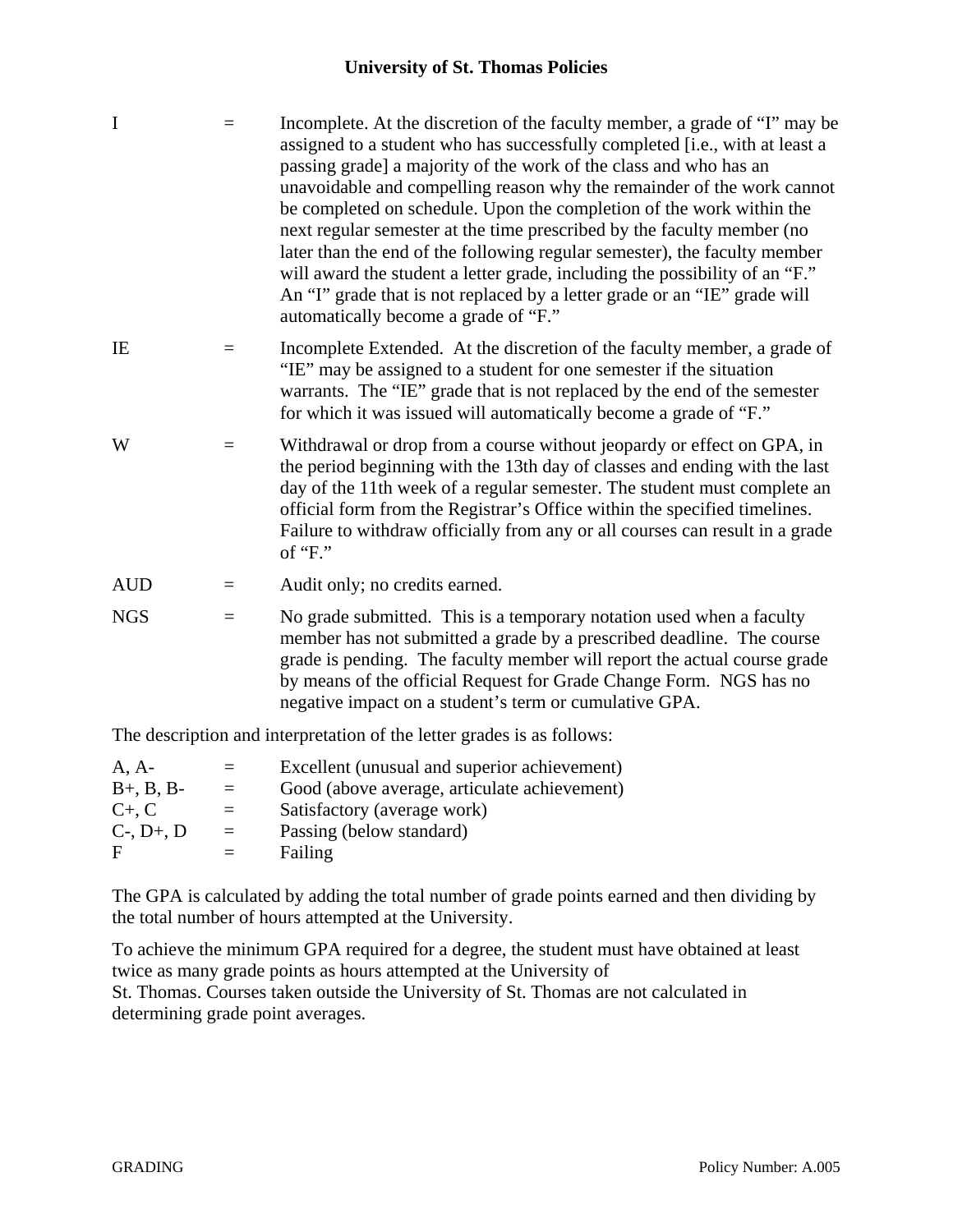| | | |
|---|---|---|
| I | = | Incomplete. At the discretion of the faculty member, a grade of "I" may be assigned to a student who has successfully completed [i.e., with at least a passing grade] a majority of the work of the class and who has an unavoidable and compelling reason why the remainder of the work cannot be completed on schedule. Upon the completion of the work within the next regular semester at the time prescribed by the faculty member (no later than the end of the following regular semester), the faculty member will award the student a letter grade, including the possibility of an "F." An "I" grade that is not replaced by a letter grade or an "IE" grade will automatically become a grade of "F." |
| IE | = | Incomplete Extended. At the discretion of the faculty member, a grade of "IE" may be assigned to a student for one semester if the situation warrants. The "IE" grade that is not replaced by the end of the semester for which it was issued will automatically become a grade of "F." |
| W | = | Withdrawal or drop from a course without jeopardy or effect on GPA, in the period beginning with the 13th day of classes and ending with the last day of the 11th week of a regular semester. The student must complete an official form from the Registrar's Office within the specified timelines. Failure to withdraw officially from any or all courses can result in a grade of "F." |
| AUD | = | Audit only; no credits earned. |
| NGS | = | No grade submitted. This is a temporary notation used when a faculty member has not submitted a grade by a prescribed deadline. The course grade is pending. The faculty member will report the actual course grade by means of the official Request for Grade Change Form. NGS has no negative impact on a student's term or cumulative GPA. |

The description and interpretation of the letter grades is as follows:

| | | |
|---|---|---|
| A, A- | = | Excellent (unusual and superior achievement) |
| B+, B, B- | = | Good (above average, articulate achievement) |
| C+, C | = | Satisfactory (average work) |
| C-, D+, D | = | Passing (below standard) |
| F | = | Failing |

The GPA is calculated by adding the total number of grade points earned and then dividing by the total number of hours attempted at the University.

To achieve the minimum GPA required for a degree, the student must have obtained at least twice as many grade points as hours attempted at the University of St. Thomas. Courses taken outside the University of St. Thomas are not calculated in determining grade point averages.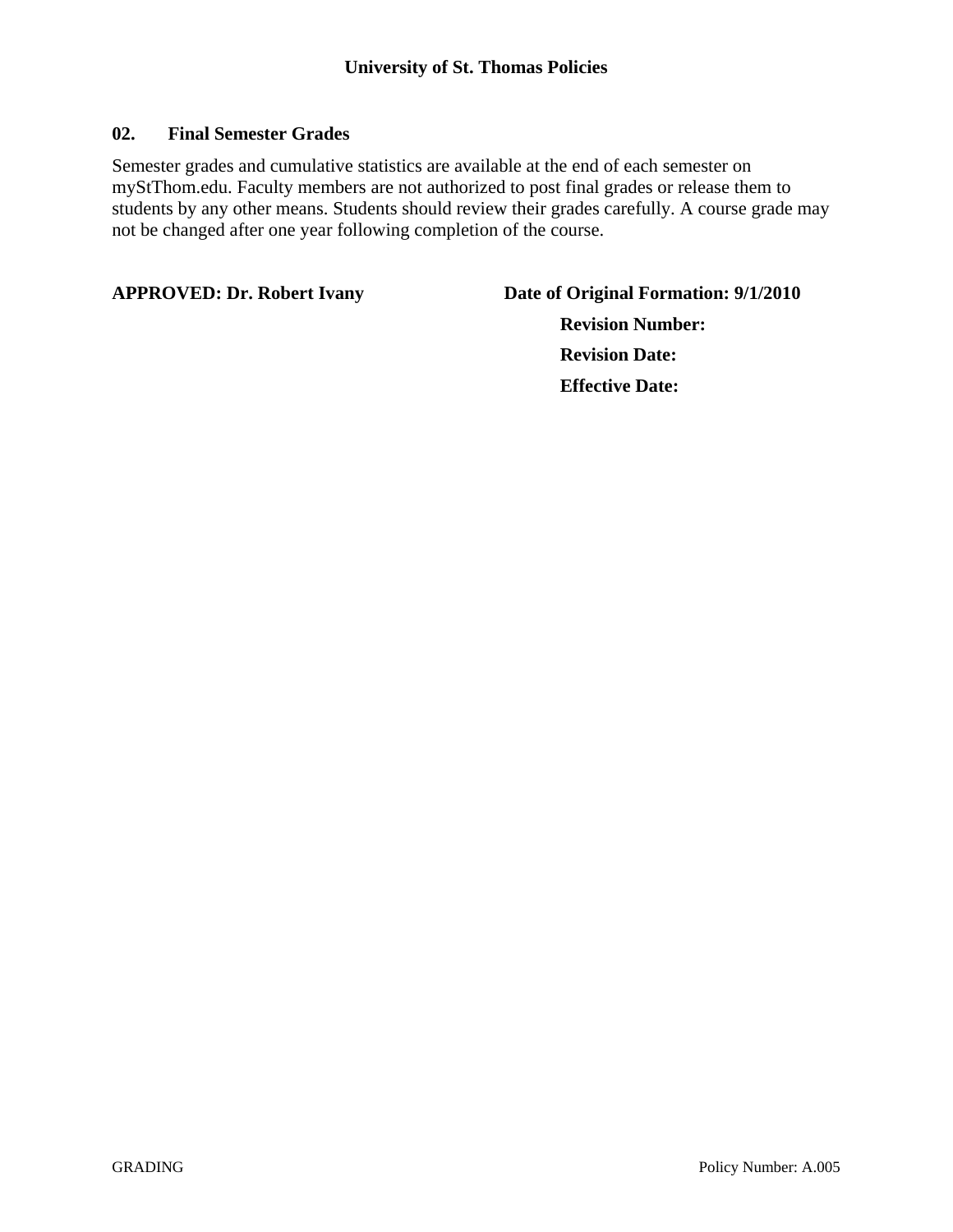## 02. Final Semester Grades

Semester grades and cumulative statistics are available at the end of each semester on myStThom.edu. Faculty members are not authorized to post final grades or release them to students by any other means. Students should review their grades carefully. A course grade may not be changed after one year following completion of the course.

**APPROVED: Dr. Robert Ivany**

**Date of Original Formation: 9/1/2010**

**Revision Number:**

**Revision Date:**

**Effective Date:**